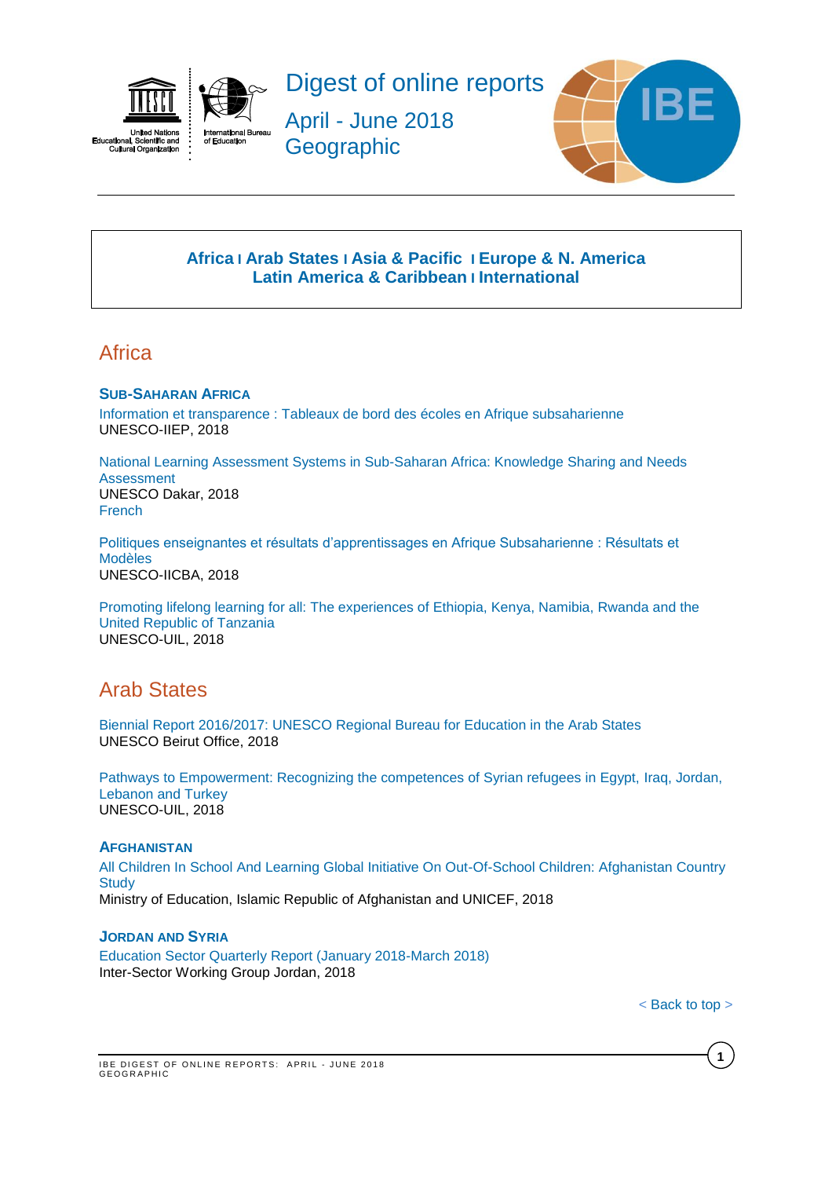# Digest of online reports

April - June 2018

Geographic

Africa | Arab States | Asia & Pacific | Europe & N. America
Latin America & Caribbean | International

## Africa

### SUB-SAHARAN AFRICA

Information et transparence : Tableaux de bord des écoles en Afrique subsaharienne
UNESCO-IIEP, 2018

National Learning Assessment Systems in Sub-Saharan Africa: Knowledge Sharing and Needs Assessment
UNESCO Dakar, 2018
French

Politiques enseignantes et résultats d'apprentissages en Afrique Subsaharienne : Résultats et Modèles
UNESCO-IICBA, 2018

Promoting lifelong learning for all: The experiences of Ethiopia, Kenya, Namibia, Rwanda and the United Republic of Tanzania
UNESCO-UIL, 2018

## Arab States

Biennial Report 2016/2017: UNESCO Regional Bureau for Education in the Arab States
UNESCO Beirut Office, 2018

Pathways to Empowerment: Recognizing the competences of Syrian refugees in Egypt, Iraq, Jordan, Lebanon and Turkey
UNESCO-UIL, 2018

### AFGHANISTAN

All Children In School And Learning Global Initiative On Out-Of-School Children: Afghanistan Country Study
Ministry of Education, Islamic Republic of Afghanistan and UNICEF, 2018

### JORDAN AND SYRIA

Education Sector Quarterly Report (January 2018-March 2018)
Inter-Sector Working Group Jordan, 2018

< Back to top >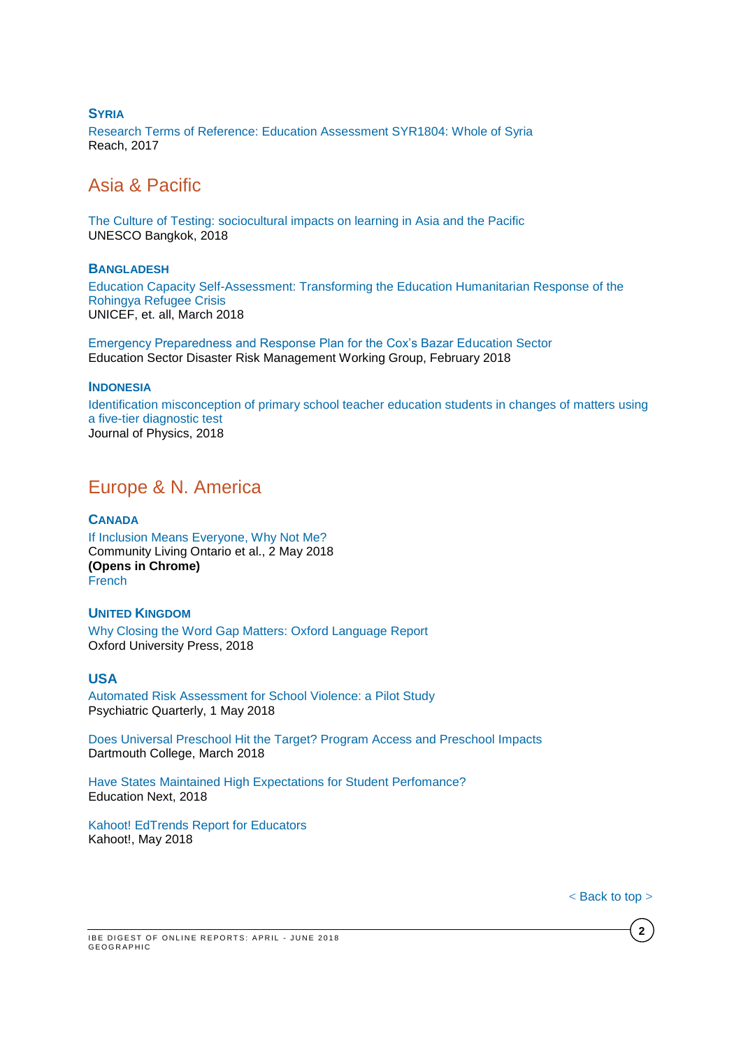### SYRIA

Research Terms of Reference: Education Assessment SYR1804: Whole of Syria
Reach, 2017

## Asia & Pacific

The Culture of Testing: sociocultural impacts on learning in Asia and the Pacific
UNESCO Bangkok, 2018

### BANGLADESH

Education Capacity Self-Assessment: Transforming the Education Humanitarian Response of the Rohingya Refugee Crisis
UNICEF, et. all, March 2018

Emergency Preparedness and Response Plan for the Cox's Bazar Education Sector
Education Sector Disaster Risk Management Working Group, February 2018

### INDONESIA

Identification misconception of primary school teacher education students in changes of matters using a five-tier diagnostic test
Journal of Physics, 2018

## Europe & N. America

### CANADA

If Inclusion Means Everyone, Why Not Me?
Community Living Ontario et al., 2 May 2018
**(Opens in Chrome)**
French

### UNITED KINGDOM

Why Closing the Word Gap Matters: Oxford Language Report
Oxford University Press, 2018

### USA

Automated Risk Assessment for School Violence: a Pilot Study
Psychiatric Quarterly, 1 May 2018

Does Universal Preschool Hit the Target? Program Access and Preschool Impacts
Dartmouth College, March 2018

Have States Maintained High Expectations for Student Perfomance?
Education Next, 2018

Kahoot! EdTrends Report for Educators
Kahoot!, May 2018

< Back to top >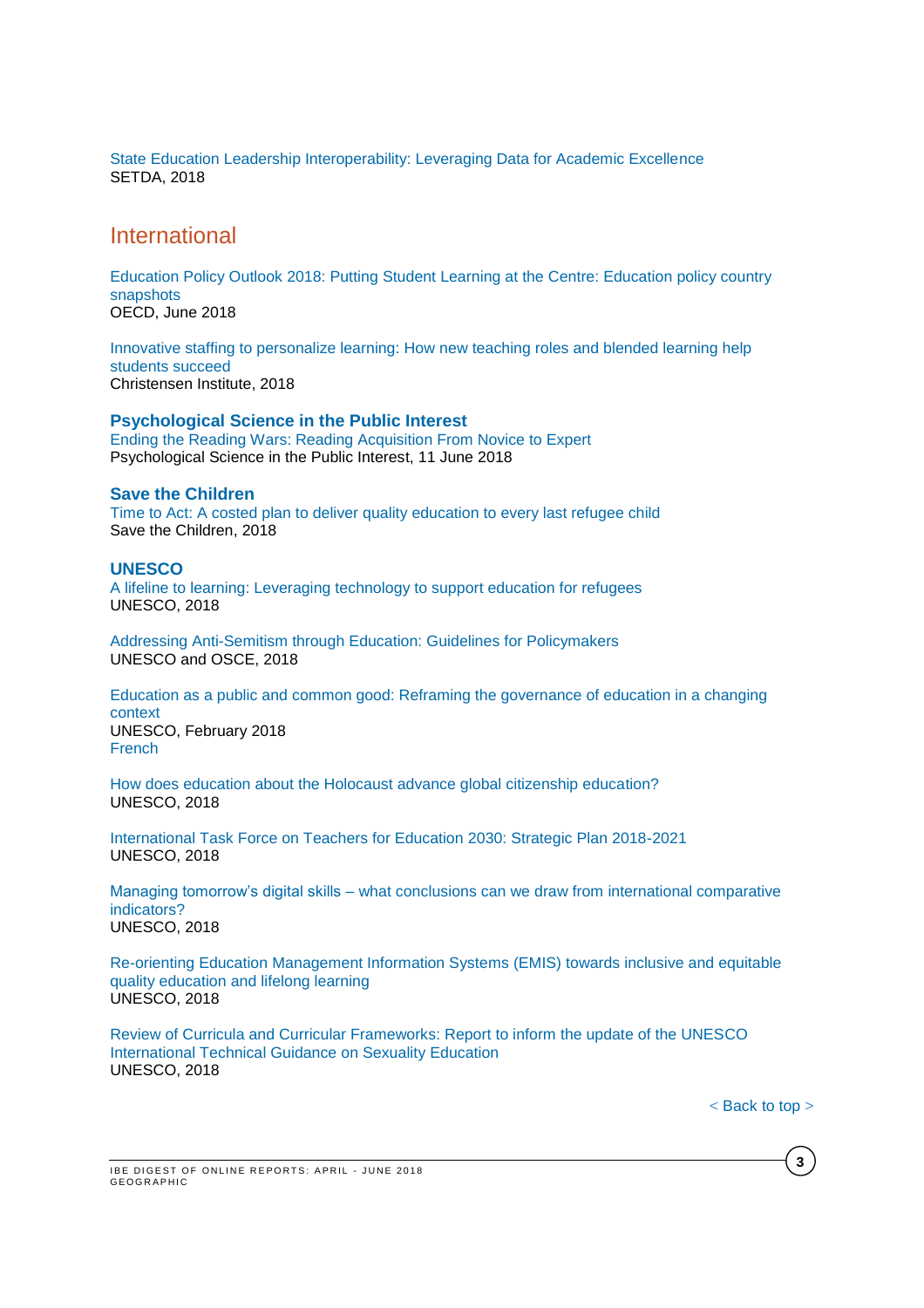State Education Leadership Interoperability: Leveraging Data for Academic Excellence
SETDA, 2018

## International

Education Policy Outlook 2018: Putting Student Learning at the Centre: Education policy country snapshots
OECD, June 2018

Innovative staffing to personalize learning: How new teaching roles and blended learning help students succeed
Christensen Institute, 2018

### Psychological Science in the Public Interest

Ending the Reading Wars: Reading Acquisition From Novice to Expert
Psychological Science in the Public Interest, 11 June 2018

### Save the Children

Time to Act: A costed plan to deliver quality education to every last refugee child
Save the Children, 2018

### UNESCO

A lifeline to learning: Leveraging technology to support education for refugees
UNESCO, 2018

Addressing Anti-Semitism through Education: Guidelines for Policymakers
UNESCO and OSCE, 2018

Education as a public and common good: Reframing the governance of education in a changing context
UNESCO, February 2018
French

How does education about the Holocaust advance global citizenship education?
UNESCO, 2018

International Task Force on Teachers for Education 2030: Strategic Plan 2018-2021
UNESCO, 2018

Managing tomorrow's digital skills – what conclusions can we draw from international comparative indicators?
UNESCO, 2018

Re-orienting Education Management Information Systems (EMIS) towards inclusive and equitable quality education and lifelong learning
UNESCO, 2018

Review of Curricula and Curricular Frameworks: Report to inform the update of the UNESCO International Technical Guidance on Sexuality Education
UNESCO, 2018

< Back to top >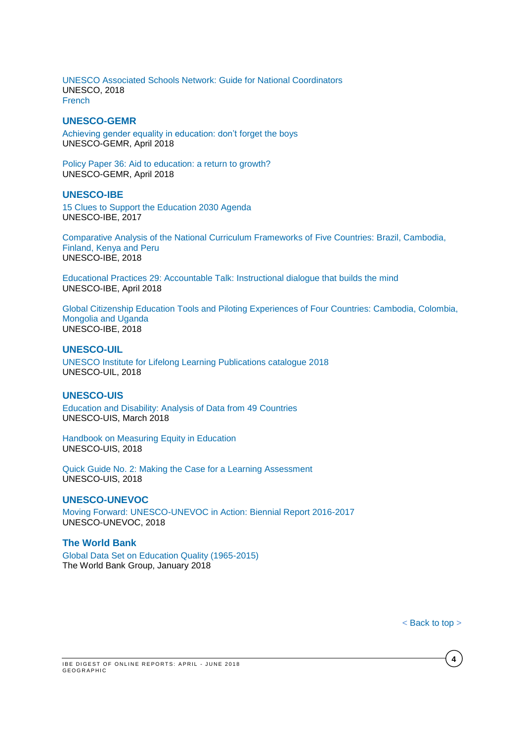UNESCO Associated Schools Network: Guide for National Coordinators
UNESCO, 2018
French

### UNESCO-GEMR

Achieving gender equality in education: don't forget the boys
UNESCO-GEMR, April 2018

Policy Paper 36: Aid to education: a return to growth?
UNESCO-GEMR, April 2018

### UNESCO-IBE

15 Clues to Support the Education 2030 Agenda
UNESCO-IBE, 2017

Comparative Analysis of the National Curriculum Frameworks of Five Countries: Brazil, Cambodia, Finland, Kenya and Peru
UNESCO-IBE, 2018

Educational Practices 29: Accountable Talk: Instructional dialogue that builds the mind
UNESCO-IBE, April 2018

Global Citizenship Education Tools and Piloting Experiences of Four Countries: Cambodia, Colombia, Mongolia and Uganda
UNESCO-IBE, 2018

### UNESCO-UIL

UNESCO Institute for Lifelong Learning Publications catalogue 2018
UNESCO-UIL, 2018

### UNESCO-UIS

Education and Disability: Analysis of Data from 49 Countries
UNESCO-UIS, March 2018

Handbook on Measuring Equity in Education
UNESCO-UIS, 2018

Quick Guide No. 2: Making the Case for a Learning Assessment
UNESCO-UIS, 2018

### UNESCO-UNEVOC

Moving Forward: UNESCO-UNEVOC in Action: Biennial Report 2016-2017
UNESCO-UNEVOC, 2018

### The World Bank

Global Data Set on Education Quality (1965-2015)
The World Bank Group, January 2018

< Back to top >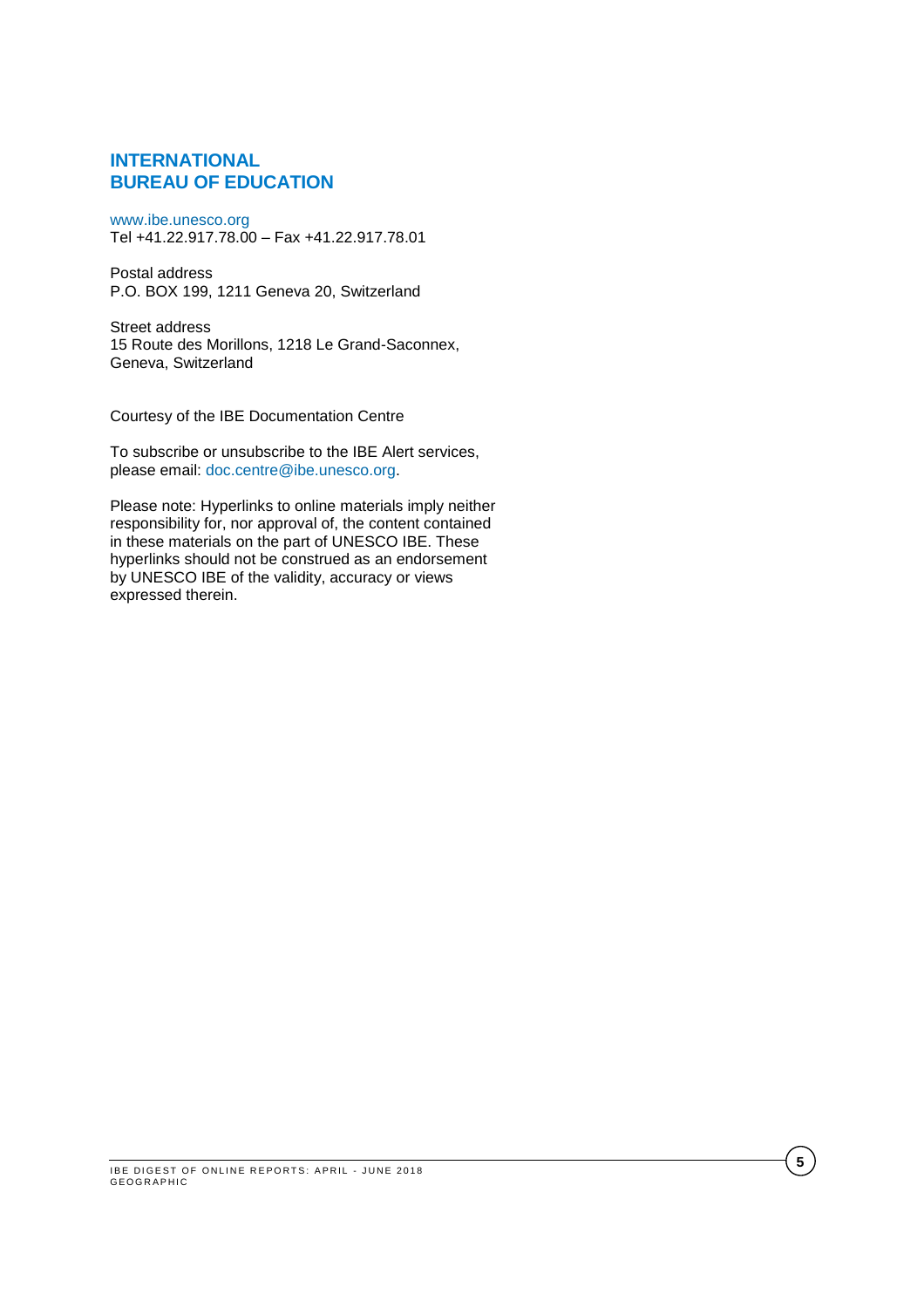# INTERNATIONAL BUREAU OF EDUCATION

www.ibe.unesco.org
Tel +41.22.917.78.00 – Fax +41.22.917.78.01

Postal address
P.O. BOX 199, 1211 Geneva 20, Switzerland

Street address
15 Route des Morillons, 1218 Le Grand-Saconnex, Geneva, Switzerland

Courtesy of the IBE Documentation Centre

To subscribe or unsubscribe to the IBE Alert services, please email: doc.centre@ibe.unesco.org.

Please note: Hyperlinks to online materials imply neither responsibility for, nor approval of, the content contained in these materials on the part of UNESCO IBE. These hyperlinks should not be construed as an endorsement by UNESCO IBE of the validity, accuracy or views expressed therein.